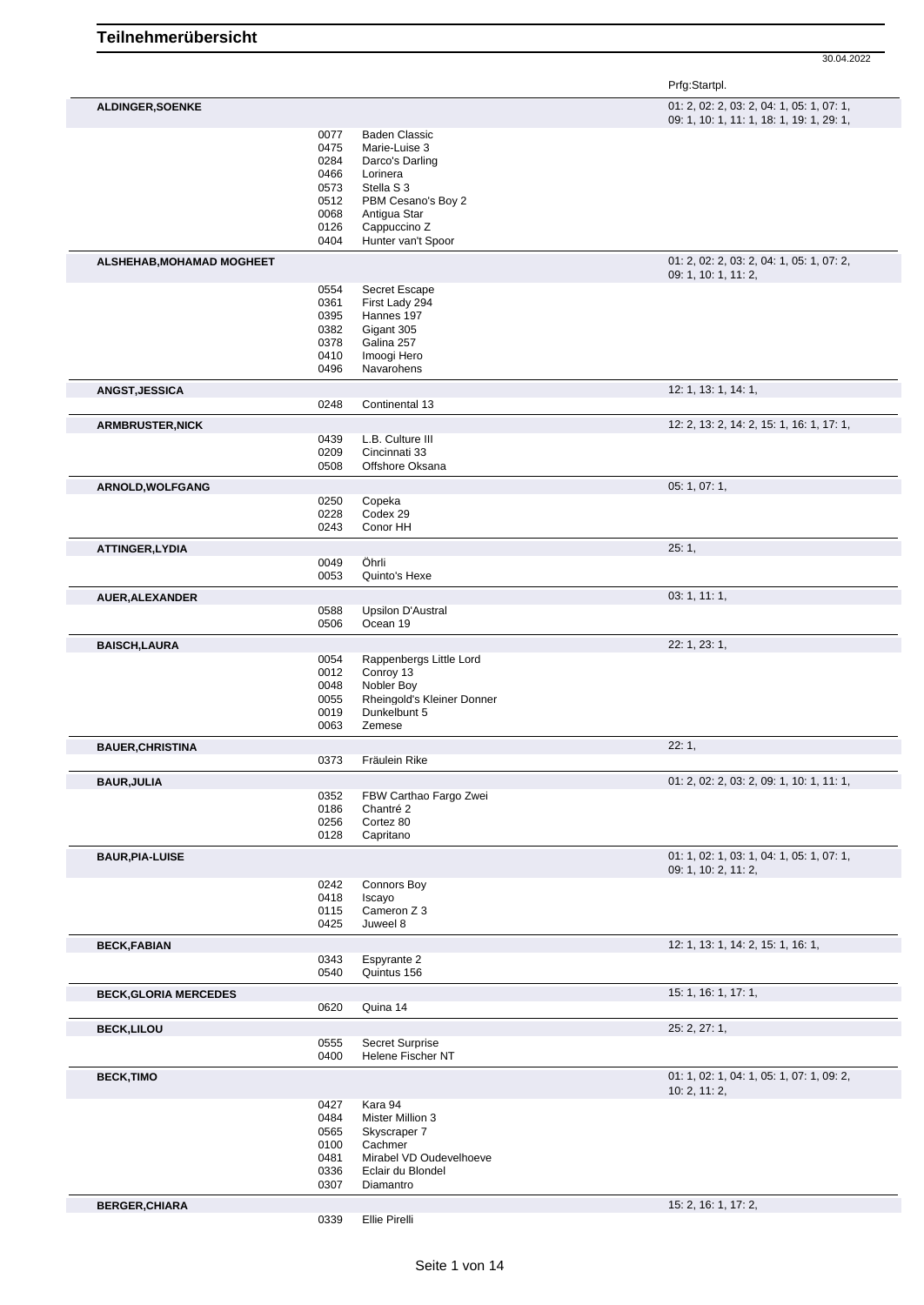# Teilnehmerübersicht

30.04.2022

Prfg:Startpl.

**ALDINGER,SOENKE** — 01: 2, 02: 2, 03: 2, 04: 1, 05: 1, 07: 1, 09: 1, 10: 1, 11: 1, 18: 1, 19: 1, 29: 1,

- 0077 Baden Classic
- 0475 Marie-Luise 3
- 0284 Darco's Darling
- 0466 Lorinera
- 0573 Stella S 3
- 0512 PBM Cesano's Boy 2
- 0068 Antigua Star
- 0126 Cappuccino Z
- 0404 Hunter van't Spoor

**ALSHEHAB,MOHAMAD MOGHEET** — 01: 2, 02: 2, 03: 2, 04: 1, 05: 1, 07: 2, 09: 1, 10: 1, 11: 2,

- 0554 Secret Escape
- 0361 First Lady 294
- 0395 Hannes 197
- 0382 Gigant 305
- 0378 Galina 257
- 0410 Imoogi Hero
- 0496 Navarohens

**ANGST,JESSICA** — 12: 1, 13: 1, 14: 1,

- 0248 Continental 13

**ARMBRUSTER,NICK** — 12: 2, 13: 2, 14: 2, 15: 1, 16: 1, 17: 1,

- 0439 L.B. Culture III
- 0209 Cincinnati 33
- 0508 Offshore Oksana

**ARNOLD,WOLFGANG** — 05: 1, 07: 1,

- 0250 Copeka
- 0228 Codex 29
- 0243 Conor HH

**ATTINGER,LYDIA** — 25: 1,

- 0049 Öhrli
- 0053 Quinto's Hexe

**AUER,ALEXANDER** — 03: 1, 11: 1,

- 0588 Upsilon D'Austral
- 0506 Ocean 19

**BAISCH,LAURA** — 22: 1, 23: 1,

- 0054 Rappenbergs Little Lord
- 0012 Conroy 13
- 0048 Nobler Boy
- 0055 Rheingold's Kleiner Donner
- 0019 Dunkelbunt 5
- 0063 Zemese

**BAUER,CHRISTINA** — 22: 1,

- 0373 Fräulein Rike

**BAUR,JULIA** — 01: 2, 02: 2, 03: 2, 09: 1, 10: 1, 11: 1,

- 0352 FBW Carthao Fargo Zwei
- 0186 Chantré 2
- 0256 Cortez 80
- 0128 Capritano

**BAUR,PIA-LUISE** — 01: 1, 02: 1, 03: 1, 04: 1, 05: 1, 07: 1, 09: 1, 10: 2, 11: 2,

- 0242 Connors Boy
- 0418 Iscayo
- 0115 Cameron Z 3
- 0425 Juweel 8

**BECK,FABIAN** — 12: 1, 13: 1, 14: 2, 15: 1, 16: 1,

- 0343 Espyrante 2
- 0540 Quintus 156

**BECK,GLORIA MERCEDES** — 15: 1, 16: 1, 17: 1,

- 0620 Quina 14

**BECK,LILOU** — 25: 2, 27: 1,

- 0555 Secret Surprise
- 0400 Helene Fischer NT

**BECK,TIMO** — 01: 1, 02: 1, 04: 1, 05: 1, 07: 1, 09: 2, 10: 2, 11: 2,

- 0427 Kara 94
- 0484 Mister Million 3
- 0565 Skyscraper 7
- 0100 Cachmer
- 0481 Mirabel VD Oudevelhoeve
- 0336 Eclair du Blondel
- 0307 Diamantro

**BERGER,CHIARA** — 15: 2, 16: 1, 17: 2,

- 0339 Ellie Pirelli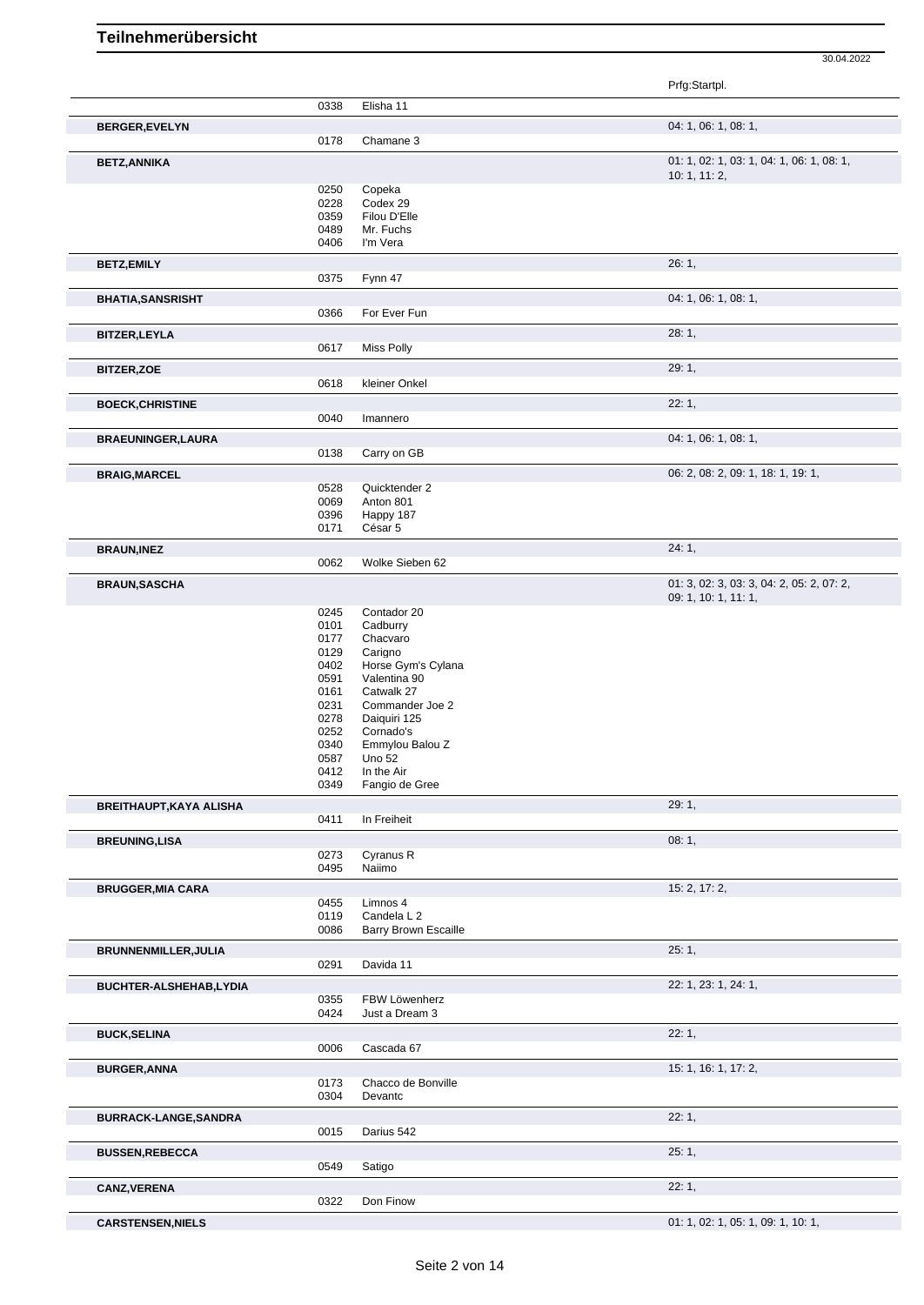# Teilnehmerübersicht

30.04.2022

| Name | Nr. | Pferd | Prfg:Startpl. |
|---|---|---|---|
| | 0338 | Elisha 11 | |
| **BERGER,EVELYN** | | | 04: 1, 06: 1, 08: 1, |
| | 0178 | Chamane 3 | |
| **BETZ,ANNIKA** | | | 01: 1, 02: 1, 03: 1, 04: 1, 06: 1, 08: 1, 10: 1, 11: 2, |
| | 0250 | Copeka | |
| | 0228 | Codex 29 | |
| | 0359 | Filou D'Elle | |
| | 0489 | Mr. Fuchs | |
| | 0406 | I'm Vera | |
| **BETZ,EMILY** | | | 26: 1, |
| | 0375 | Fynn 47 | |
| **BHATIA,SANSRISHT** | | | 04: 1, 06: 1, 08: 1, |
| | 0366 | For Ever Fun | |
| **BITZER,LEYLA** | | | 28: 1, |
| | 0617 | Miss Polly | |
| **BITZER,ZOE** | | | 29: 1, |
| | 0618 | kleiner Onkel | |
| **BOECK,CHRISTINE** | | | 22: 1, |
| | 0040 | Imannero | |
| **BRAEUNINGER,LAURA** | | | 04: 1, 06: 1, 08: 1, |
| | 0138 | Carry on GB | |
| **BRAIG,MARCEL** | | | 06: 2, 08: 2, 09: 1, 18: 1, 19: 1, |
| | 0528 | Quicktender 2 | |
| | 0069 | Anton 801 | |
| | 0396 | Happy 187 | |
| | 0171 | César 5 | |
| **BRAUN,INEZ** | | | 24: 1, |
| | 0062 | Wolke Sieben 62 | |
| **BRAUN,SASCHA** | | | 01: 3, 02: 3, 03: 3, 04: 2, 05: 2, 07: 2, 09: 1, 10: 1, 11: 1, |
| | 0245 | Contador 20 | |
| | 0101 | Cadburry | |
| | 0177 | Chacvaro | |
| | 0129 | Carigno | |
| | 0402 | Horse Gym's Cylana | |
| | 0591 | Valentina 90 | |
| | 0161 | Catwalk 27 | |
| | 0231 | Commander Joe 2 | |
| | 0278 | Daiquiri 125 | |
| | 0252 | Cornado's | |
| | 0340 | Emmylou Balou Z | |
| | 0587 | Uno 52 | |
| | 0412 | In the Air | |
| | 0349 | Fangio de Gree | |
| **BREITHAUPT,KAYA ALISHA** | | | 29: 1, |
| | 0411 | In Freiheit | |
| **BREUNING,LISA** | | | 08: 1, |
| | 0273 | Cyranus R | |
| | 0495 | Naiimo | |
| **BRUGGER,MIA CARA** | | | 15: 2, 17: 2, |
| | 0455 | Limnos 4 | |
| | 0119 | Candela L 2 | |
| | 0086 | Barry Brown Escaille | |
| **BRUNNENMILLER,JULIA** | | | 25: 1, |
| | 0291 | Davida 11 | |
| **BUCHTER-ALSHEHAB,LYDIA** | | | 22: 1, 23: 1, 24: 1, |
| | 0355 | FBW Löwenherz | |
| | 0424 | Just a Dream 3 | |
| **BUCK,SELINA** | | | 22: 1, |
| | 0006 | Cascada 67 | |
| **BURGER,ANNA** | | | 15: 1, 16: 1, 17: 2, |
| | 0173 | Chacco de Bonville | |
| | 0304 | Devantc | |
| **BURRACK-LANGE,SANDRA** | | | 22: 1, |
| | 0015 | Darius 542 | |
| **BUSSEN,REBECCA** | | | 25: 1, |
| | 0549 | Satigo | |
| **CANZ,VERENA** | | | 22: 1, |
| | 0322 | Don Finow | |
| **CARSTENSEN,NIELS** | | | 01: 1, 02: 1, 05: 1, 09: 1, 10: 1, |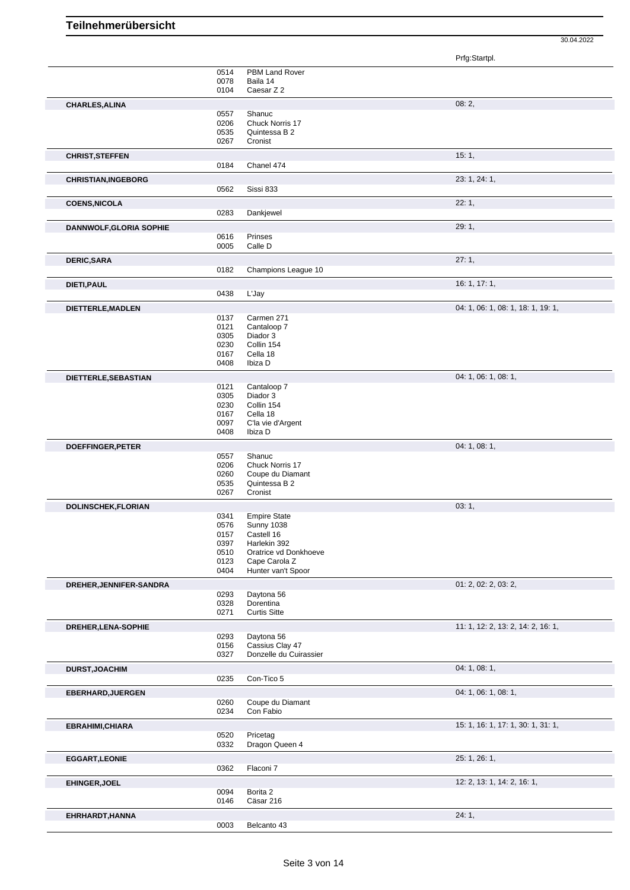# Teilnehmerübersicht

30.04.2022

| Name | Nr. | Pferd | Prfg:Startpl. |
|---|---|---|---|
| | 0514 | PBM Land Rover | |
| | 0078 | Baila 14 | |
| | 0104 | Caesar Z 2 | |
| **CHARLES,ALINA** | | | 08: 2, |
| | 0557 | Shanuc | |
| | 0206 | Chuck Norris 17 | |
| | 0535 | Quintessa B 2 | |
| | 0267 | Cronist | |
| **CHRIST,STEFFEN** | | | 15: 1, |
| | 0184 | Chanel 474 | |
| **CHRISTIAN,INGEBORG** | | | 23: 1, 24: 1, |
| | 0562 | Sissi 833 | |
| **COENS,NICOLA** | | | 22: 1, |
| | 0283 | Dankjewel | |
| **DANNWOLF,GLORIA SOPHIE** | | | 29: 1, |
| | 0616 | Prinses | |
| | 0005 | Calle D | |
| **DERIC,SARA** | | | 27: 1, |
| | 0182 | Champions League 10 | |
| **DIETI,PAUL** | | | 16: 1, 17: 1, |
| | 0438 | L'Jay | |
| **DIETTERLE,MADLEN** | | | 04: 1, 06: 1, 08: 1, 18: 1, 19: 1, |
| | 0137 | Carmen 271 | |
| | 0121 | Cantaloop 7 | |
| | 0305 | Diador 3 | |
| | 0230 | Collin 154 | |
| | 0167 | Cella 18 | |
| | 0408 | Ibiza D | |
| **DIETTERLE,SEBASTIAN** | | | 04: 1, 06: 1, 08: 1, |
| | 0121 | Cantaloop 7 | |
| | 0305 | Diador 3 | |
| | 0230 | Collin 154 | |
| | 0167 | Cella 18 | |
| | 0097 | C'la vie d'Argent | |
| | 0408 | Ibiza D | |
| **DOEFFINGER,PETER** | | | 04: 1, 08: 1, |
| | 0557 | Shanuc | |
| | 0206 | Chuck Norris 17 | |
| | 0260 | Coupe du Diamant | |
| | 0535 | Quintessa B 2 | |
| | 0267 | Cronist | |
| **DOLINSCHEK,FLORIAN** | | | 03: 1, |
| | 0341 | Empire State | |
| | 0576 | Sunny 1038 | |
| | 0157 | Castell 16 | |
| | 0397 | Harlekin 392 | |
| | 0510 | Oratrice vd Donkhoeve | |
| | 0123 | Cape Carola Z | |
| | 0404 | Hunter van't Spoor | |
| **DREHER,JENNIFER-SANDRA** | | | 01: 2, 02: 2, 03: 2, |
| | 0293 | Daytona 56 | |
| | 0328 | Dorentina | |
| | 0271 | Curtis Sitte | |
| **DREHER,LENA-SOPHIE** | | | 11: 1, 12: 2, 13: 2, 14: 2, 16: 1, |
| | 0293 | Daytona 56 | |
| | 0156 | Cassius Clay 47 | |
| | 0327 | Donzelle du Cuirassier | |
| **DURST,JOACHIM** | | | 04: 1, 08: 1, |
| | 0235 | Con-Tico 5 | |
| **EBERHARD,JUERGEN** | | | 04: 1, 06: 1, 08: 1, |
| | 0260 | Coupe du Diamant | |
| | 0234 | Con Fabio | |
| **EBRAHIMI,CHIARA** | | | 15: 1, 16: 1, 17: 1, 30: 1, 31: 1, |
| | 0520 | Pricetag | |
| | 0332 | Dragon Queen 4 | |
| **EGGART,LEONIE** | | | 25: 1, 26: 1, |
| | 0362 | Flaconi 7 | |
| **EHINGER,JOEL** | | | 12: 2, 13: 1, 14: 2, 16: 1, |
| | 0094 | Borita 2 | |
| | 0146 | Cäsar 216 | |
| **EHRHARDT,HANNA** | | | 24: 1, |
| | 0003 | Belcanto 43 | |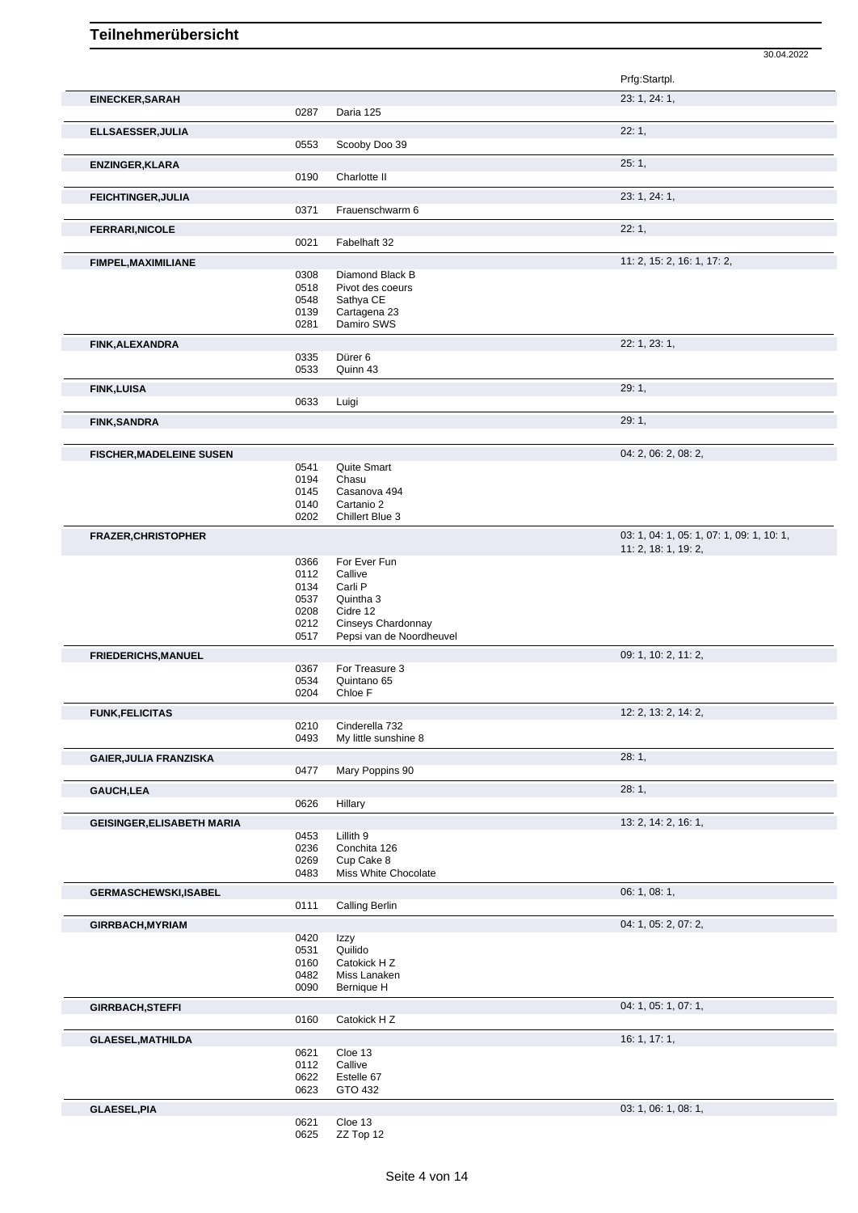# Teilnehmerübersicht

30.04.2022

| Teilnehmer | Nr. | Pferd | Prfg:Startpl. |
|---|---|---|---|
| **EINECKER,SARAH** | | | 23: 1, 24: 1, |
| | 0287 | Daria 125 | |
| **ELLSAESSER,JULIA** | | | 22: 1, |
| | 0553 | Scooby Doo 39 | |
| **ENZINGER,KLARA** | | | 25: 1, |
| | 0190 | Charlotte II | |
| **FEICHTINGER,JULIA** | | | 23: 1, 24: 1, |
| | 0371 | Frauenschwarm 6 | |
| **FERRARI,NICOLE** | | | 22: 1, |
| | 0021 | Fabelhaft 32 | |
| **FIMPEL,MAXIMILIANE** | | | 11: 2, 15: 2, 16: 1, 17: 2, |
| | 0308 | Diamond Black B | |
| | 0518 | Pivot des coeurs | |
| | 0548 | Sathya CE | |
| | 0139 | Cartagena 23 | |
| | 0281 | Damiro SWS | |
| **FINK,ALEXANDRA** | | | 22: 1, 23: 1, |
| | 0335 | Dürer 6 | |
| | 0533 | Quinn 43 | |
| **FINK,LUISA** | | | 29: 1, |
| | 0633 | Luigi | |
| **FINK,SANDRA** | | | 29: 1, |
| **FISCHER,MADELEINE SUSEN** | | | 04: 2, 06: 2, 08: 2, |
| | 0541 | Quite Smart | |
| | 0194 | Chasu | |
| | 0145 | Casanova 494 | |
| | 0140 | Cartanio 2 | |
| | 0202 | Chillert Blue 3 | |
| **FRAZER,CHRISTOPHER** | | | 03: 1, 04: 1, 05: 1, 07: 1, 09: 1, 10: 1, 11: 2, 18: 1, 19: 2, |
| | 0366 | For Ever Fun | |
| | 0112 | Callive | |
| | 0134 | Carli P | |
| | 0537 | Quintha 3 | |
| | 0208 | Cidre 12 | |
| | 0212 | Cinseys Chardonnay | |
| | 0517 | Pepsi van de Noordheuvel | |
| **FRIEDERICHS,MANUEL** | | | 09: 1, 10: 2, 11: 2, |
| | 0367 | For Treasure 3 | |
| | 0534 | Quintano 65 | |
| | 0204 | Chloe F | |
| **FUNK,FELICITAS** | | | 12: 2, 13: 2, 14: 2, |
| | 0210 | Cinderella 732 | |
| | 0493 | My little sunshine 8 | |
| **GAIER,JULIA FRANZISKA** | | | 28: 1, |
| | 0477 | Mary Poppins 90 | |
| **GAUCH,LEA** | | | 28: 1, |
| | 0626 | Hillary | |
| **GEISINGER,ELISABETH MARIA** | | | 13: 2, 14: 2, 16: 1, |
| | 0453 | Lillith 9 | |
| | 0236 | Conchita 126 | |
| | 0269 | Cup Cake 8 | |
| | 0483 | Miss White Chocolate | |
| **GERMASCHEWSKI,ISABEL** | | | 06: 1, 08: 1, |
| | 0111 | Calling Berlin | |
| **GIRRBACH,MYRIAM** | | | 04: 1, 05: 2, 07: 2, |
| | 0420 | Izzy | |
| | 0531 | Quilido | |
| | 0160 | Catokick H Z | |
| | 0482 | Miss Lanaken | |
| | 0090 | Bernique H | |
| **GIRRBACH,STEFFI** | | | 04: 1, 05: 1, 07: 1, |
| | 0160 | Catokick H Z | |
| **GLAESEL,MATHILDA** | | | 16: 1, 17: 1, |
| | 0621 | Cloe 13 | |
| | 0112 | Callive | |
| | 0622 | Estelle 67 | |
| | 0623 | GTO 432 | |
| **GLAESEL,PIA** | | | 03: 1, 06: 1, 08: 1, |
| | 0621 | Cloe 13 | |
| | 0625 | ZZ Top 12 | |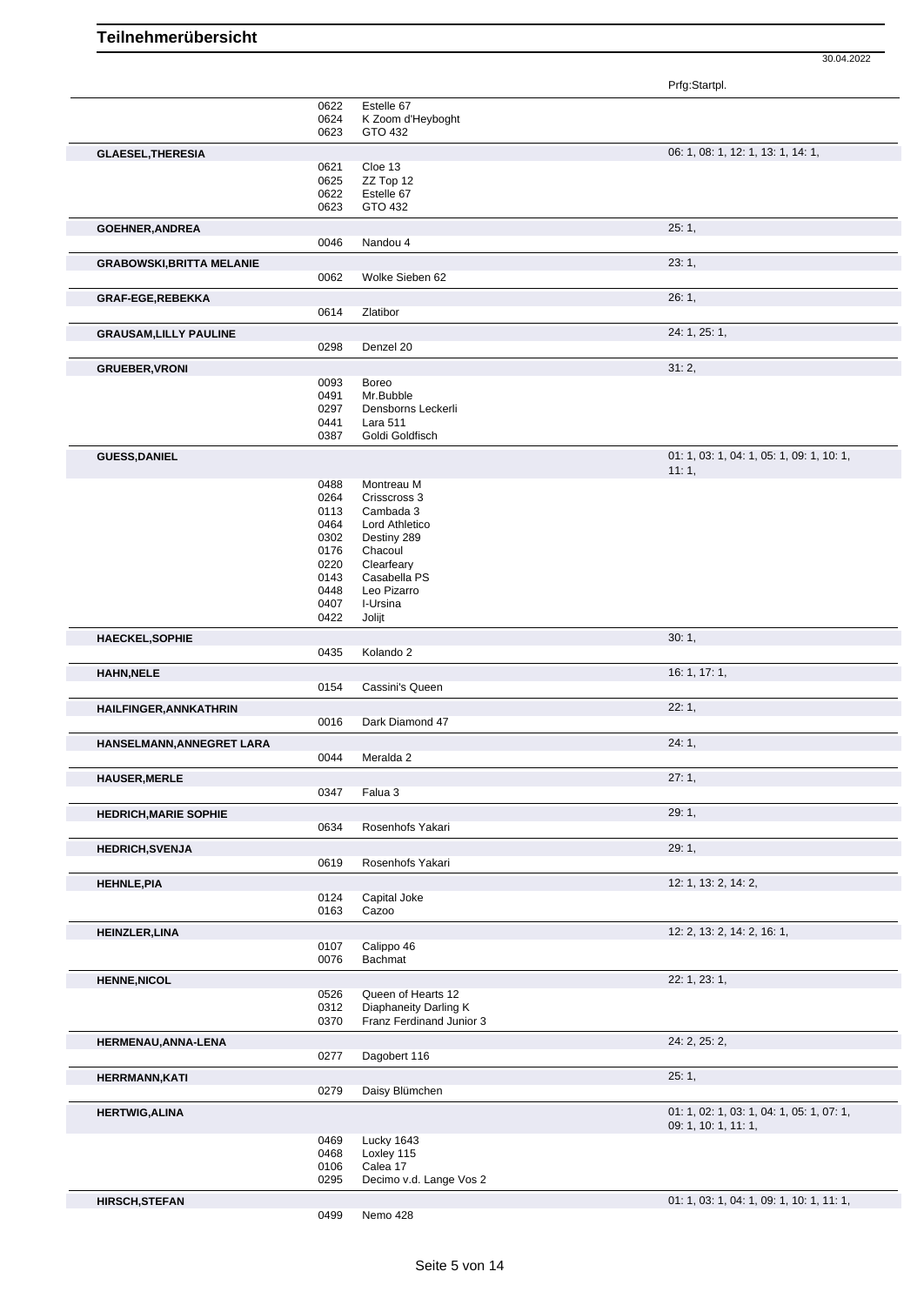# Teilnehmerübersicht

30.04.2022

| Name | Nr. | Pferd | Prfg:Startpl. |
|---|---|---|---|
| | 0622 | Estelle 67 | |
| | 0624 | K Zoom d'Heyboght | |
| | 0623 | GTO 432 | |
| **GLAESEL,THERESIA** | | | 06: 1, 08: 1, 12: 1, 13: 1, 14: 1, |
| | 0621 | Cloe 13 | |
| | 0625 | ZZ Top 12 | |
| | 0622 | Estelle 67 | |
| | 0623 | GTO 432 | |
| **GOEHNER,ANDREA** | | | 25: 1, |
| | 0046 | Nandou 4 | |
| **GRABOWSKI,BRITTA MELANIE** | | | 23: 1, |
| | 0062 | Wolke Sieben 62 | |
| **GRAF-EGE,REBEKKA** | | | 26: 1, |
| | 0614 | Zlatibor | |
| **GRAUSAM,LILLY PAULINE** | | | 24: 1, 25: 1, |
| | 0298 | Denzel 20 | |
| **GRUEBER,VRONI** | | | 31: 2, |
| | 0093 | Boreo | |
| | 0491 | Mr.Bubble | |
| | 0297 | Densborns Leckerli | |
| | 0441 | Lara 511 | |
| | 0387 | Goldi Goldfisch | |
| **GUESS,DANIEL** | | | 01: 1, 03: 1, 04: 1, 05: 1, 09: 1, 10: 1, 11: 1, |
| | 0488 | Montreau M | |
| | 0264 | Crisscross 3 | |
| | 0113 | Cambada 3 | |
| | 0464 | Lord Athletico | |
| | 0302 | Destiny 289 | |
| | 0176 | Chacoul | |
| | 0220 | Clearfeary | |
| | 0143 | Casabella PS | |
| | 0448 | Leo Pizarro | |
| | 0407 | I-Ursina | |
| | 0422 | Jolijt | |
| **HAECKEL,SOPHIE** | | | 30: 1, |
| | 0435 | Kolando 2 | |
| **HAHN,NELE** | | | 16: 1, 17: 1, |
| | 0154 | Cassini's Queen | |
| **HAILFINGER,ANNKATHRIN** | | | 22: 1, |
| | 0016 | Dark Diamond 47 | |
| **HANSELMANN,ANNEGRET LARA** | | | 24: 1, |
| | 0044 | Meralda 2 | |
| **HAUSER,MERLE** | | | 27: 1, |
| | 0347 | Falua 3 | |
| **HEDRICH,MARIE SOPHIE** | | | 29: 1, |
| | 0634 | Rosenhofs Yakari | |
| **HEDRICH,SVENJA** | | | 29: 1, |
| | 0619 | Rosenhofs Yakari | |
| **HEHNLE,PIA** | | | 12: 1, 13: 2, 14: 2, |
| | 0124 | Capital Joke | |
| | 0163 | Cazoo | |
| **HEINZLER,LINA** | | | 12: 2, 13: 2, 14: 2, 16: 1, |
| | 0107 | Calippo 46 | |
| | 0076 | Bachmat | |
| **HENNE,NICOL** | | | 22: 1, 23: 1, |
| | 0526 | Queen of Hearts 12 | |
| | 0312 | Diaphaneity Darling K | |
| | 0370 | Franz Ferdinand Junior 3 | |
| **HERMENAU,ANNA-LENA** | | | 24: 2, 25: 2, |
| | 0277 | Dagobert 116 | |
| **HERRMANN,KATI** | | | 25: 1, |
| | 0279 | Daisy Blümchen | |
| **HERTWIG,ALINA** | | | 01: 1, 02: 1, 03: 1, 04: 1, 05: 1, 07: 1, 09: 1, 10: 1, 11: 1, |
| | 0469 | Lucky 1643 | |
| | 0468 | Loxley 115 | |
| | 0106 | Calea 17 | |
| | 0295 | Decimo v.d. Lange Vos 2 | |
| **HIRSCH,STEFAN** | | | 01: 1, 03: 1, 04: 1, 09: 1, 10: 1, 11: 1, |
| | 0499 | Nemo 428 | |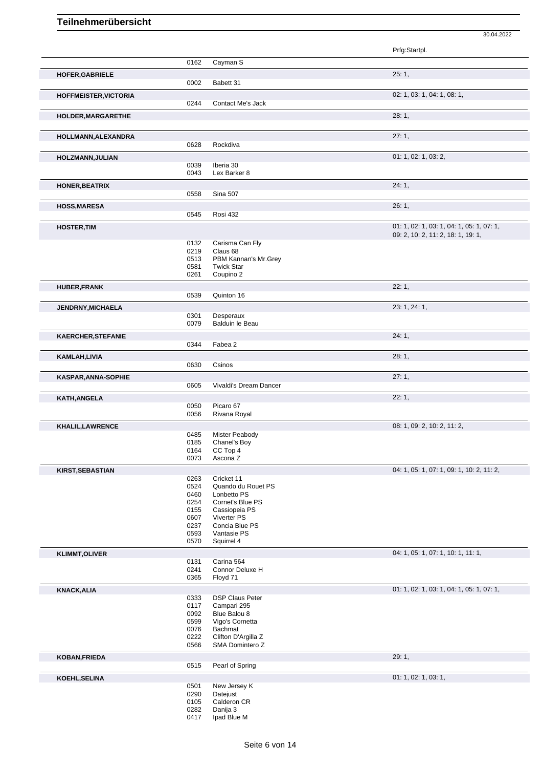# Teilnehmerübersicht

30.04.2022

| Teilnehmer | Nr. | Pferd | Prfg:Startpl. |
|---|---|---|---|
| | 0162 | Cayman S | |
| **HOFER,GABRIELE** | | | 25: 1, |
| | 0002 | Babett 31 | |
| **HOFFMEISTER,VICTORIA** | | | 02: 1, 03: 1, 04: 1, 08: 1, |
| | 0244 | Contact Me's Jack | |
| **HOLDER,MARGARETHE** | | | 28: 1, |
| **HOLLMANN,ALEXANDRA** | | | 27: 1, |
| | 0628 | Rockdiva | |
| **HOLZMANN,JULIAN** | | | 01: 1, 02: 1, 03: 2, |
| | 0039 | Iberia 30 | |
| | 0043 | Lex Barker 8 | |
| **HONER,BEATRIX** | | | 24: 1, |
| | 0558 | Sina 507 | |
| **HOSS,MARESA** | | | 26: 1, |
| | 0545 | Rosi 432 | |
| **HOSTER,TIM** | | | 01: 1, 02: 1, 03: 1, 04: 1, 05: 1, 07: 1, 09: 2, 10: 2, 11: 2, 18: 1, 19: 1, |
| | 0132 | Carisma Can Fly | |
| | 0219 | Claus 68 | |
| | 0513 | PBM Kannan's Mr.Grey | |
| | 0581 | Twick Star | |
| | 0261 | Coupino 2 | |
| **HUBER,FRANK** | | | 22: 1, |
| | 0539 | Quinton 16 | |
| **JENDRNY,MICHAELA** | | | 23: 1, 24: 1, |
| | 0301 | Desperaux | |
| | 0079 | Balduin le Beau | |
| **KAERCHER,STEFANIE** | | | 24: 1, |
| | 0344 | Fabea 2 | |
| **KAMLAH,LIVIA** | | | 28: 1, |
| | 0630 | Csinos | |
| **KASPAR,ANNA-SOPHIE** | | | 27: 1, |
| | 0605 | Vivaldi's Dream Dancer | |
| **KATH,ANGELA** | | | 22: 1, |
| | 0050 | Picaro 67 | |
| | 0056 | Rivana Royal | |
| **KHALIL,LAWRENCE** | | | 08: 1, 09: 2, 10: 2, 11: 2, |
| | 0485 | Mister Peabody | |
| | 0185 | Chanel's Boy | |
| | 0164 | CC Top 4 | |
| | 0073 | Ascona Z | |
| **KIRST,SEBASTIAN** | | | 04: 1, 05: 1, 07: 1, 09: 1, 10: 2, 11: 2, |
| | 0263 | Cricket 11 | |
| | 0524 | Quando du Rouet PS | |
| | 0460 | Lonbetto PS | |
| | 0254 | Cornet's Blue PS | |
| | 0155 | Cassiopeia PS | |
| | 0607 | Viverter PS | |
| | 0237 | Concia Blue PS | |
| | 0593 | Vantasie PS | |
| | 0570 | Squirrel 4 | |
| **KLIMMT,OLIVER** | | | 04: 1, 05: 1, 07: 1, 10: 1, 11: 1, |
| | 0131 | Carina 564 | |
| | 0241 | Connor Deluxe H | |
| | 0365 | Floyd 71 | |
| **KNACK,ALIA** | | | 01: 1, 02: 1, 03: 1, 04: 1, 05: 1, 07: 1, |
| | 0333 | DSP Claus Peter | |
| | 0117 | Campari 295 | |
| | 0092 | Blue Balou 8 | |
| | 0599 | Vigo's Cornetta | |
| | 0076 | Bachmat | |
| | 0222 | Clifton D'Argilla Z | |
| | 0566 | SMA Domintero Z | |
| **KOBAN,FRIEDA** | | | 29: 1, |
| | 0515 | Pearl of Spring | |
| **KOEHL,SELINA** | | | 01: 1, 02: 1, 03: 1, |
| | 0501 | New Jersey K | |
| | 0290 | Datejust | |
| | 0105 | Calderon CR | |
| | 0282 | Danija 3 | |
| | 0417 | Ipad Blue M | |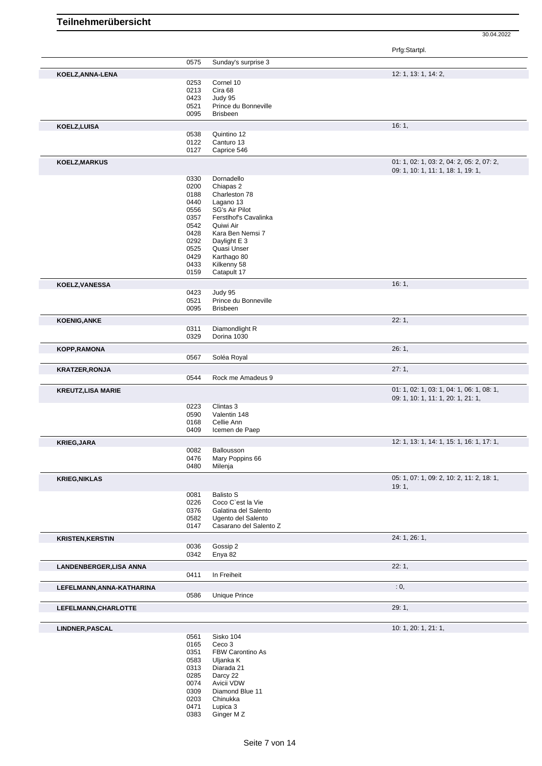# Teilnehmerübersicht

30.04.2022

| Name | Nr. | Pferd | Prfg:Startpl. |
|---|---|---|---|
| | 0575 | Sunday's surprise 3 | |
| **KOELZ,ANNA-LENA** | | | 12: 1, 13: 1, 14: 2, |
| | 0253 | Cornel 10 | |
| | 0213 | Cira 68 | |
| | 0423 | Judy 95 | |
| | 0521 | Prince du Bonneville | |
| | 0095 | Brisbeen | |
| **KOELZ,LUISA** | | | 16: 1, |
| | 0538 | Quintino 12 | |
| | 0122 | Canturo 13 | |
| | 0127 | Caprice 546 | |
| **KOELZ,MARKUS** | | | 01: 1, 02: 1, 03: 2, 04: 2, 05: 2, 07: 2, 09: 1, 10: 1, 11: 1, 18: 1, 19: 1, |
| | 0330 | Dornadello | |
| | 0200 | Chiapas 2 | |
| | 0188 | Charleston 78 | |
| | 0440 | Lagano 13 | |
| | 0556 | SG's Air Pilot | |
| | 0357 | Ferstlhof's Cavalinka | |
| | 0542 | Quiwi Air | |
| | 0428 | Kara Ben Nemsi 7 | |
| | 0292 | Daylight E 3 | |
| | 0525 | Quasi Unser | |
| | 0429 | Karthago 80 | |
| | 0433 | Kilkenny 58 | |
| | 0159 | Catapult 17 | |
| **KOELZ,VANESSA** | | | 16: 1, |
| | 0423 | Judy 95 | |
| | 0521 | Prince du Bonneville | |
| | 0095 | Brisbeen | |
| **KOENIG,ANKE** | | | 22: 1, |
| | 0311 | Diamondlight R | |
| | 0329 | Dorina 1030 | |
| **KOPP,RAMONA** | | | 26: 1, |
| | 0567 | Soléa Royal | |
| **KRATZER,RONJA** | | | 27: 1, |
| | 0544 | Rock me Amadeus 9 | |
| **KREUTZ,LISA MARIE** | | | 01: 1, 02: 1, 03: 1, 04: 1, 06: 1, 08: 1, 09: 1, 10: 1, 11: 1, 20: 1, 21: 1, |
| | 0223 | Clintas 3 | |
| | 0590 | Valentin 148 | |
| | 0168 | Cellie Ann | |
| | 0409 | Icemen de Paep | |
| **KRIEG,JARA** | | | 12: 1, 13: 1, 14: 1, 15: 1, 16: 1, 17: 1, |
| | 0082 | Ballousson | |
| | 0476 | Mary Poppins 66 | |
| | 0480 | Milenja | |
| **KRIEG,NIKLAS** | | | 05: 1, 07: 1, 09: 2, 10: 2, 11: 2, 18: 1, 19: 1, |
| | 0081 | Balisto S | |
| | 0226 | Coco C`est la Vie | |
| | 0376 | Galatina del Salento | |
| | 0582 | Ugento del Salento | |
| | 0147 | Casarano del Salento Z | |
| **KRISTEN,KERSTIN** | | | 24: 1, 26: 1, |
| | 0036 | Gossip 2 | |
| | 0342 | Enya 82 | |
| **LANDENBERGER,LISA ANNA** | | | 22: 1, |
| | 0411 | In Freiheit | |
| **LEFELMANN,ANNA-KATHARINA** | | | : 0, |
| | 0586 | Unique Prince | |
| **LEFELMANN,CHARLOTTE** | | | 29: 1, |
| **LINDNER,PASCAL** | | | 10: 1, 20: 1, 21: 1, |
| | 0561 | Sisko 104 | |
| | 0165 | Ceco 3 | |
| | 0351 | FBW Carontino As | |
| | 0583 | Uljanka K | |
| | 0313 | Diarada 21 | |
| | 0285 | Darcy 22 | |
| | 0074 | Avicii VDW | |
| | 0309 | Diamond Blue 11 | |
| | 0203 | Chinukka | |
| | 0471 | Lupica 3 | |
| | 0383 | Ginger M Z | |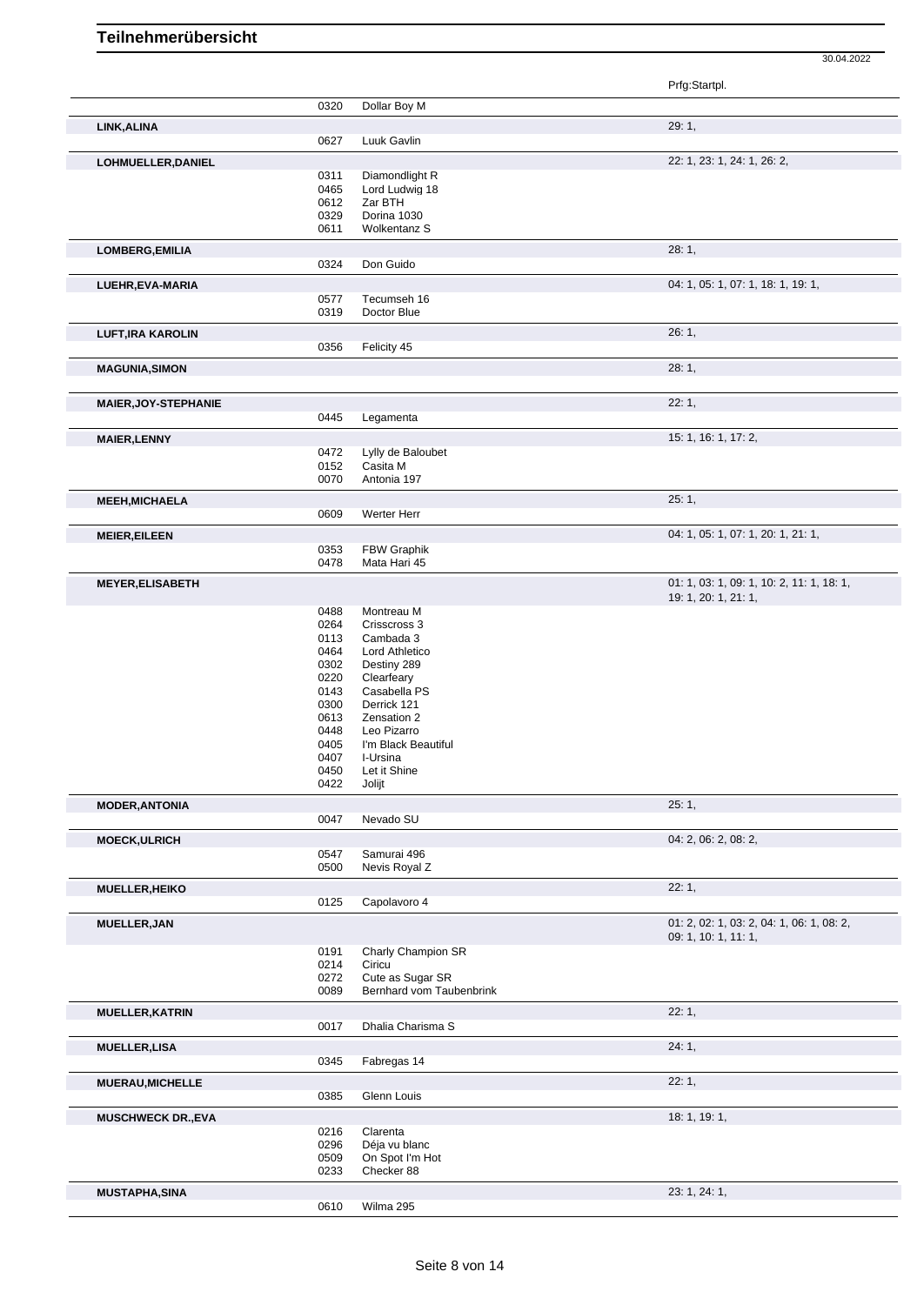# Teilnehmerübersicht

30.04.2022

| Name | Nr. | Pferd | Prfg:Startpl. |
|---|---|---|---|
| | 0320 | Dollar Boy M | |
| **LINK,ALINA** | | | 29: 1, |
| | 0627 | Luuk Gavlin | |
| **LOHMUELLER,DANIEL** | | | 22: 1, 23: 1, 24: 1, 26: 2, |
| | 0311 | Diamondlight R | |
| | 0465 | Lord Ludwig 18 | |
| | 0612 | Zar BTH | |
| | 0329 | Dorina 1030 | |
| | 0611 | Wolkentanz S | |
| **LOMBERG,EMILIA** | | | 28: 1, |
| | 0324 | Don Guido | |
| **LUEHR,EVA-MARIA** | | | 04: 1, 05: 1, 07: 1, 18: 1, 19: 1, |
| | 0577 | Tecumseh 16 | |
| | 0319 | Doctor Blue | |
| **LUFT,IRA KAROLIN** | | | 26: 1, |
| | 0356 | Felicity 45 | |
| **MAGUNIA,SIMON** | | | 28: 1, |
| **MAIER,JOY-STEPHANIE** | | | 22: 1, |
| | 0445 | Legamenta | |
| **MAIER,LENNY** | | | 15: 1, 16: 1, 17: 2, |
| | 0472 | Lylly de Baloubet | |
| | 0152 | Casita M | |
| | 0070 | Antonia 197 | |
| **MEEH,MICHAELA** | | | 25: 1, |
| | 0609 | Werter Herr | |
| **MEIER,EILEEN** | | | 04: 1, 05: 1, 07: 1, 20: 1, 21: 1, |
| | 0353 | FBW Graphik | |
| | 0478 | Mata Hari 45 | |
| **MEYER,ELISABETH** | | | 01: 1, 03: 1, 09: 1, 10: 2, 11: 1, 18: 1, 19: 1, 20: 1, 21: 1, |
| | 0488 | Montreau M | |
| | 0264 | Crisscross 3 | |
| | 0113 | Cambada 3 | |
| | 0464 | Lord Athletico | |
| | 0302 | Destiny 289 | |
| | 0220 | Clearfeary | |
| | 0143 | Casabella PS | |
| | 0300 | Derrick 121 | |
| | 0613 | Zensation 2 | |
| | 0448 | Leo Pizarro | |
| | 0405 | I'm Black Beautiful | |
| | 0407 | I-Ursina | |
| | 0450 | Let it Shine | |
| | 0422 | Jolijt | |
| **MODER,ANTONIA** | | | 25: 1, |
| | 0047 | Nevado SU | |
| **MOECK,ULRICH** | | | 04: 2, 06: 2, 08: 2, |
| | 0547 | Samurai 496 | |
| | 0500 | Nevis Royal Z | |
| **MUELLER,HEIKO** | | | 22: 1, |
| | 0125 | Capolavoro 4 | |
| **MUELLER,JAN** | | | 01: 2, 02: 1, 03: 2, 04: 1, 06: 1, 08: 2, 09: 1, 10: 1, 11: 1, |
| | 0191 | Charly Champion SR | |
| | 0214 | Ciricu | |
| | 0272 | Cute as Sugar SR | |
| | 0089 | Bernhard vom Taubenbrink | |
| **MUELLER,KATRIN** | | | 22: 1, |
| | 0017 | Dhalia Charisma S | |
| **MUELLER,LISA** | | | 24: 1, |
| | 0345 | Fabregas 14 | |
| **MUERAU,MICHELLE** | | | 22: 1, |
| | 0385 | Glenn Louis | |
| **MUSCHWECK DR.,EVA** | | | 18: 1, 19: 1, |
| | 0216 | Clarenta | |
| | 0296 | Déja vu blanc | |
| | 0509 | On Spot I'm Hot | |
| | 0233 | Checker 88 | |
| **MUSTAPHA,SINA** | | | 23: 1, 24: 1, |
| | 0610 | Wilma 295 | |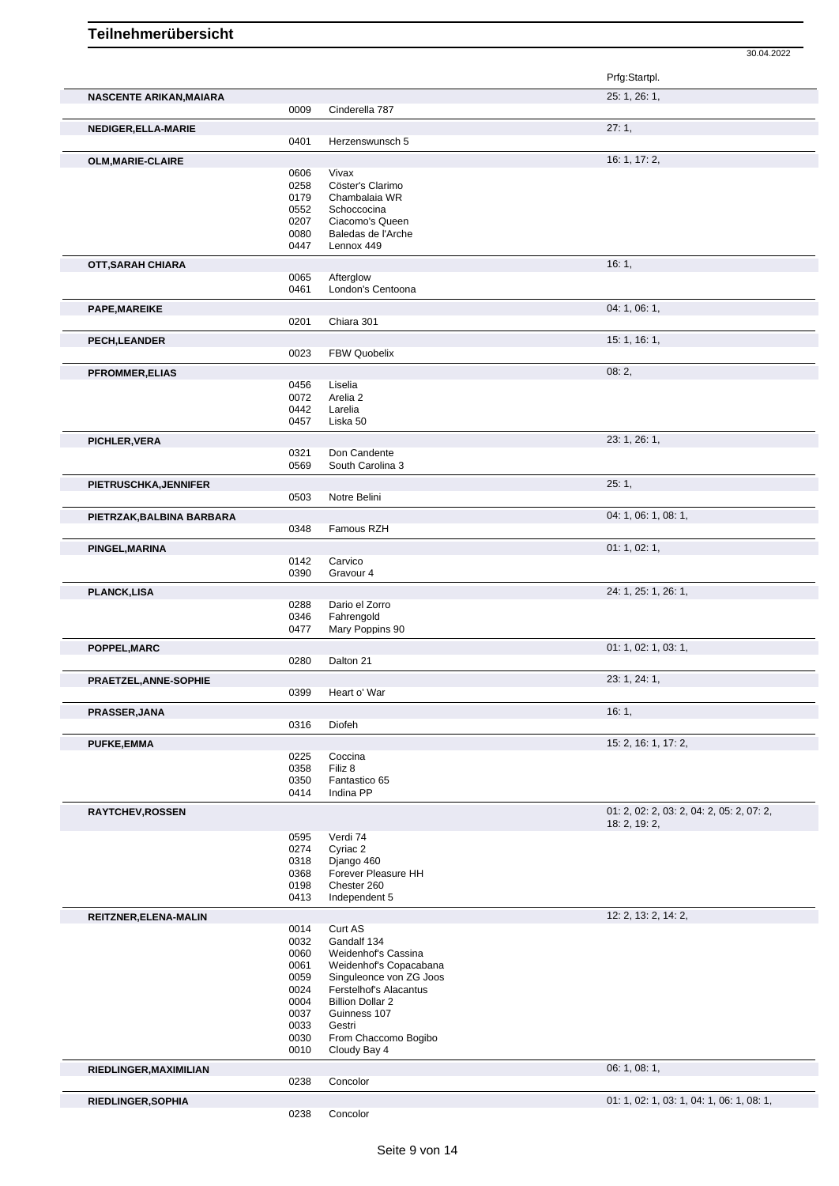# Teilnehmerübersicht

30.04.2022

| | | | Prfg:Startpl. |
|---|---|---|---|
| **NASCENTE ARIKAN,MAIARA** | | | 25: 1, 26: 1, |
| | 0009 | Cinderella 787 | |
| **NEDIGER,ELLA-MARIE** | | | 27: 1, |
| | 0401 | Herzenswunsch 5 | |
| **OLM,MARIE-CLAIRE** | | | 16: 1, 17: 2, |
| | 0606 | Vivax | |
| | 0258 | Cöster's Clarimo | |
| | 0179 | Chambalaia WR | |
| | 0552 | Schoccocina | |
| | 0207 | Ciacomo's Queen | |
| | 0080 | Baledas de l'Arche | |
| | 0447 | Lennox 449 | |
| **OTT,SARAH CHIARA** | | | 16: 1, |
| | 0065 | Afterglow | |
| | 0461 | London's Centoona | |
| **PAPE,MAREIKE** | | | 04: 1, 06: 1, |
| | 0201 | Chiara 301 | |
| **PECH,LEANDER** | | | 15: 1, 16: 1, |
| | 0023 | FBW Quobelix | |
| **PFROMMER,ELIAS** | | | 08: 2, |
| | 0456 | Liselia | |
| | 0072 | Arelia 2 | |
| | 0442 | Larelia | |
| | 0457 | Liska 50 | |
| **PICHLER,VERA** | | | 23: 1, 26: 1, |
| | 0321 | Don Candente | |
| | 0569 | South Carolina 3 | |
| **PIETRUSCHKA,JENNIFER** | | | 25: 1, |
| | 0503 | Notre Belini | |
| **PIETRZAK,BALBINA BARBARA** | | | 04: 1, 06: 1, 08: 1, |
| | 0348 | Famous RZH | |
| **PINGEL,MARINA** | | | 01: 1, 02: 1, |
| | 0142 | Carvico | |
| | 0390 | Gravour 4 | |
| **PLANCK,LISA** | | | 24: 1, 25: 1, 26: 1, |
| | 0288 | Dario el Zorro | |
| | 0346 | Fahrengold | |
| | 0477 | Mary Poppins 90 | |
| **POPPEL,MARC** | | | 01: 1, 02: 1, 03: 1, |
| | 0280 | Dalton 21 | |
| **PRAETZEL,ANNE-SOPHIE** | | | 23: 1, 24: 1, |
| | 0399 | Heart o' War | |
| **PRASSER,JANA** | | | 16: 1, |
| | 0316 | Diofeh | |
| **PUFKE,EMMA** | | | 15: 2, 16: 1, 17: 2, |
| | 0225 | Coccina | |
| | 0358 | Filiz 8 | |
| | 0350 | Fantastico 65 | |
| | 0414 | Indina PP | |
| **RAYTCHEV,ROSSEN** | | | 01: 2, 02: 2, 03: 2, 04: 2, 05: 2, 07: 2, 18: 2, 19: 2, |
| | 0595 | Verdi 74 | |
| | 0274 | Cyriac 2 | |
| | 0318 | Django 460 | |
| | 0368 | Forever Pleasure HH | |
| | 0198 | Chester 260 | |
| | 0413 | Independent 5 | |
| **REITZNER,ELENA-MALIN** | | | 12: 2, 13: 2, 14: 2, |
| | 0014 | Curt AS | |
| | 0032 | Gandalf 134 | |
| | 0060 | Weidenhof's Cassina | |
| | 0061 | Weidenhof's Copacabana | |
| | 0059 | Singuleonce von ZG Joos | |
| | 0024 | Ferstelhof's Alacantus | |
| | 0004 | Billion Dollar 2 | |
| | 0037 | Guinness 107 | |
| | 0033 | Gestri | |
| | 0030 | From Chaccomo Bogibo | |
| | 0010 | Cloudy Bay 4 | |
| **RIEDLINGER,MAXIMILIAN** | | | 06: 1, 08: 1, |
| | 0238 | Concolor | |
| **RIEDLINGER,SOPHIA** | | | 01: 1, 02: 1, 03: 1, 04: 1, 06: 1, 08: 1, |
| | 0238 | Concolor | |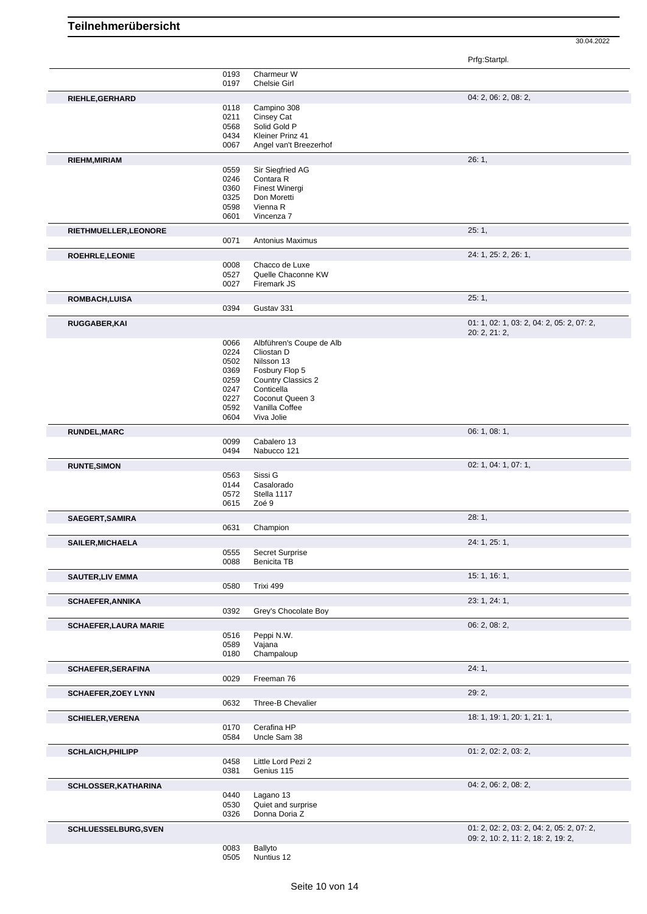# Teilnehmerübersicht

30.04.2022

| Name | Nr. | Pferd | Prfg:Startpl. |
|---|---|---|---|
| | 0193 | Charmeur W | |
| | 0197 | Chelsie Girl | |
| **RIEHLE,GERHARD** | | | 04: 2, 06: 2, 08: 2, |
| | 0118 | Campino 308 | |
| | 0211 | Cinsey Cat | |
| | 0568 | Solid Gold P | |
| | 0434 | Kleiner Prinz 41 | |
| | 0067 | Angel van't Breezerhof | |
| **RIEHM,MIRIAM** | | | 26: 1, |
| | 0559 | Sir Siegfried AG | |
| | 0246 | Contara R | |
| | 0360 | Finest Winergi | |
| | 0325 | Don Moretti | |
| | 0598 | Vienna R | |
| | 0601 | Vincenza 7 | |
| **RIETHMUELLER,LEONORE** | | | 25: 1, |
| | 0071 | Antonius Maximus | |
| **ROEHRLE,LEONIE** | | | 24: 1, 25: 2, 26: 1, |
| | 0008 | Chacco de Luxe | |
| | 0527 | Quelle Chaconne KW | |
| | 0027 | Firemark JS | |
| **ROMBACH,LUISA** | | | 25: 1, |
| | 0394 | Gustav 331 | |
| **RUGGABER,KAI** | | | 01: 1, 02: 1, 03: 2, 04: 2, 05: 2, 07: 2, 20: 2, 21: 2, |
| | 0066 | Albführen's Coupe de Alb | |
| | 0224 | Cliostan D | |
| | 0502 | Nilsson 13 | |
| | 0369 | Fosbury Flop 5 | |
| | 0259 | Country Classics 2 | |
| | 0247 | Conticella | |
| | 0227 | Coconut Queen 3 | |
| | 0592 | Vanilla Coffee | |
| | 0604 | Viva Jolie | |
| **RUNDEL,MARC** | | | 06: 1, 08: 1, |
| | 0099 | Cabalero 13 | |
| | 0494 | Nabucco 121 | |
| **RUNTE,SIMON** | | | 02: 1, 04: 1, 07: 1, |
| | 0563 | Sissi G | |
| | 0144 | Casalorado | |
| | 0572 | Stella 1117 | |
| | 0615 | Zoé 9 | |
| **SAEGERT,SAMIRA** | | | 28: 1, |
| | 0631 | Champion | |
| **SAILER,MICHAELA** | | | 24: 1, 25: 1, |
| | 0555 | Secret Surprise | |
| | 0088 | Benicita TB | |
| **SAUTER,LIV EMMA** | | | 15: 1, 16: 1, |
| | 0580 | Trixi 499 | |
| **SCHAEFER,ANNIKA** | | | 23: 1, 24: 1, |
| | 0392 | Grey's Chocolate Boy | |
| **SCHAEFER,LAURA MARIE** | | | 06: 2, 08: 2, |
| | 0516 | Peppi N.W. | |
| | 0589 | Vajana | |
| | 0180 | Champaloup | |
| **SCHAEFER,SERAFINA** | | | 24: 1, |
| | 0029 | Freeman 76 | |
| **SCHAEFER,ZOEY LYNN** | | | 29: 2, |
| | 0632 | Three-B Chevalier | |
| **SCHIELER,VERENA** | | | 18: 1, 19: 1, 20: 1, 21: 1, |
| | 0170 | Cerafina HP | |
| | 0584 | Uncle Sam 38 | |
| **SCHLAICH,PHILIPP** | | | 01: 2, 02: 2, 03: 2, |
| | 0458 | Little Lord Pezi 2 | |
| | 0381 | Genius 115 | |
| **SCHLOSSER,KATHARINA** | | | 04: 2, 06: 2, 08: 2, |
| | 0440 | Lagano 13 | |
| | 0530 | Quiet and surprise | |
| | 0326 | Donna Doria Z | |
| **SCHLUESSELBURG,SVEN** | | | 01: 2, 02: 2, 03: 2, 04: 2, 05: 2, 07: 2, 09: 2, 10: 2, 11: 2, 18: 2, 19: 2, |
| | 0083 | Ballyto | |
| | 0505 | Nuntius 12 | |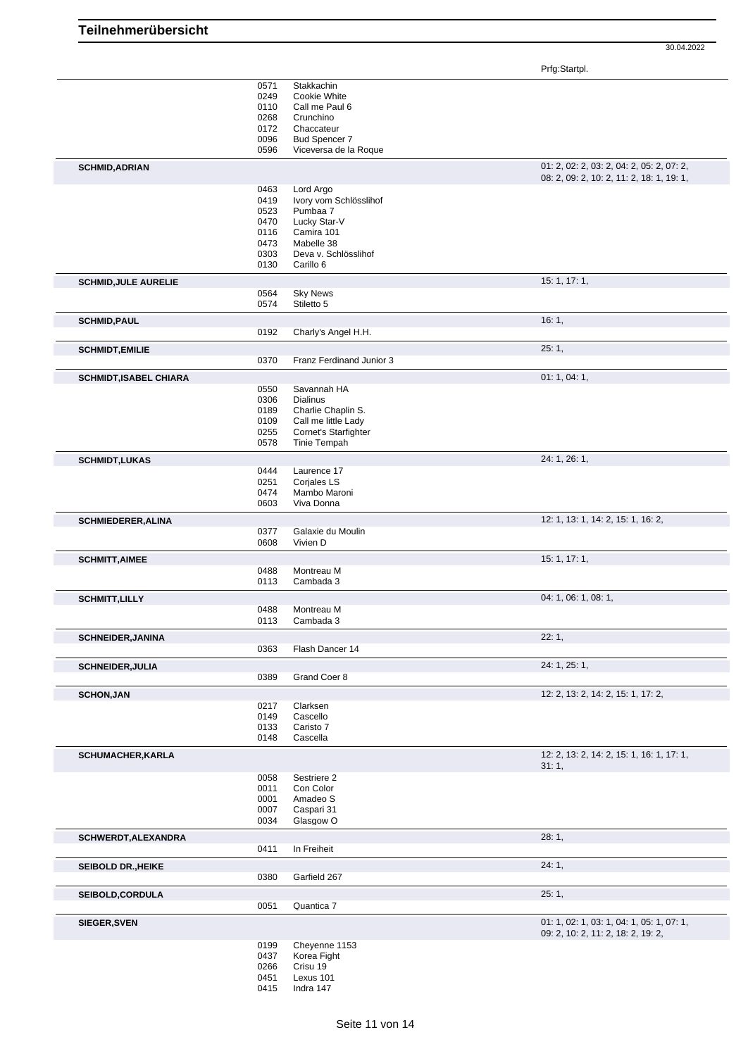# Teilnehmerübersicht

30.04.2022

| | | | Prfg:Startpl. |
|---|---|---|---|
| | 0571 | Stakkachin | |
| | 0249 | Cookie White | |
| | 0110 | Call me Paul 6 | |
| | 0268 | Crunchino | |
| | 0172 | Chaccateur | |
| | 0096 | Bud Spencer 7 | |
| | 0596 | Viceversa de la Roque | |
| **SCHMID,ADRIAN** | | | 01: 2, 02: 2, 03: 2, 04: 2, 05: 2, 07: 2, 08: 2, 09: 2, 10: 2, 11: 2, 18: 1, 19: 1, |
| | 0463 | Lord Argo | |
| | 0419 | Ivory vom Schlösslihof | |
| | 0523 | Pumbaa 7 | |
| | 0470 | Lucky Star-V | |
| | 0116 | Camira 101 | |
| | 0473 | Mabelle 38 | |
| | 0303 | Deva v. Schlösslihof | |
| | 0130 | Carillo 6 | |
| **SCHMID,JULE AURELIE** | | | 15: 1, 17: 1, |
| | 0564 | Sky News | |
| | 0574 | Stiletto 5 | |
| **SCHMID,PAUL** | | | 16: 1, |
| | 0192 | Charly's Angel H.H. | |
| **SCHMIDT,EMILIE** | | | 25: 1, |
| | 0370 | Franz Ferdinand Junior 3 | |
| **SCHMIDT,ISABEL CHIARA** | | | 01: 1, 04: 1, |
| | 0550 | Savannah HA | |
| | 0306 | Dialinus | |
| | 0189 | Charlie Chaplin S. | |
| | 0109 | Call me little Lady | |
| | 0255 | Cornet's Starfighter | |
| | 0578 | Tinie Tempah | |
| **SCHMIDT,LUKAS** | | | 24: 1, 26: 1, |
| | 0444 | Laurence 17 | |
| | 0251 | Corjales LS | |
| | 0474 | Mambo Maroni | |
| | 0603 | Viva Donna | |
| **SCHMIEDERER,ALINA** | | | 12: 1, 13: 1, 14: 2, 15: 1, 16: 2, |
| | 0377 | Galaxie du Moulin | |
| | 0608 | Vivien D | |
| **SCHMITT,AIMEE** | | | 15: 1, 17: 1, |
| | 0488 | Montreau M | |
| | 0113 | Cambada 3 | |
| **SCHMITT,LILLY** | | | 04: 1, 06: 1, 08: 1, |
| | 0488 | Montreau M | |
| | 0113 | Cambada 3 | |
| **SCHNEIDER,JANINA** | | | 22: 1, |
| | 0363 | Flash Dancer 14 | |
| **SCHNEIDER,JULIA** | | | 24: 1, 25: 1, |
| | 0389 | Grand Coer 8 | |
| **SCHON,JAN** | | | 12: 2, 13: 2, 14: 2, 15: 1, 17: 2, |
| | 0217 | Clarksen | |
| | 0149 | Cascello | |
| | 0133 | Caristo 7 | |
| | 0148 | Cascella | |
| **SCHUMACHER,KARLA** | | | 12: 2, 13: 2, 14: 2, 15: 1, 16: 1, 17: 1, 31: 1, |
| | 0058 | Sestriere 2 | |
| | 0011 | Con Color | |
| | 0001 | Amadeo S | |
| | 0007 | Caspari 31 | |
| | 0034 | Glasgow O | |
| **SCHWERDT,ALEXANDRA** | | | 28: 1, |
| | 0411 | In Freiheit | |
| **SEIBOLD DR.,HEIKE** | | | 24: 1, |
| | 0380 | Garfield 267 | |
| **SEIBOLD,CORDULA** | | | 25: 1, |
| | 0051 | Quantica 7 | |
| **SIEGER,SVEN** | | | 01: 1, 02: 1, 03: 1, 04: 1, 05: 1, 07: 1, 09: 2, 10: 2, 11: 2, 18: 2, 19: 2, |
| | 0199 | Cheyenne 1153 | |
| | 0437 | Korea Fight | |
| | 0266 | Crisu 19 | |
| | 0451 | Lexus 101 | |
| | 0415 | Indra 147 | |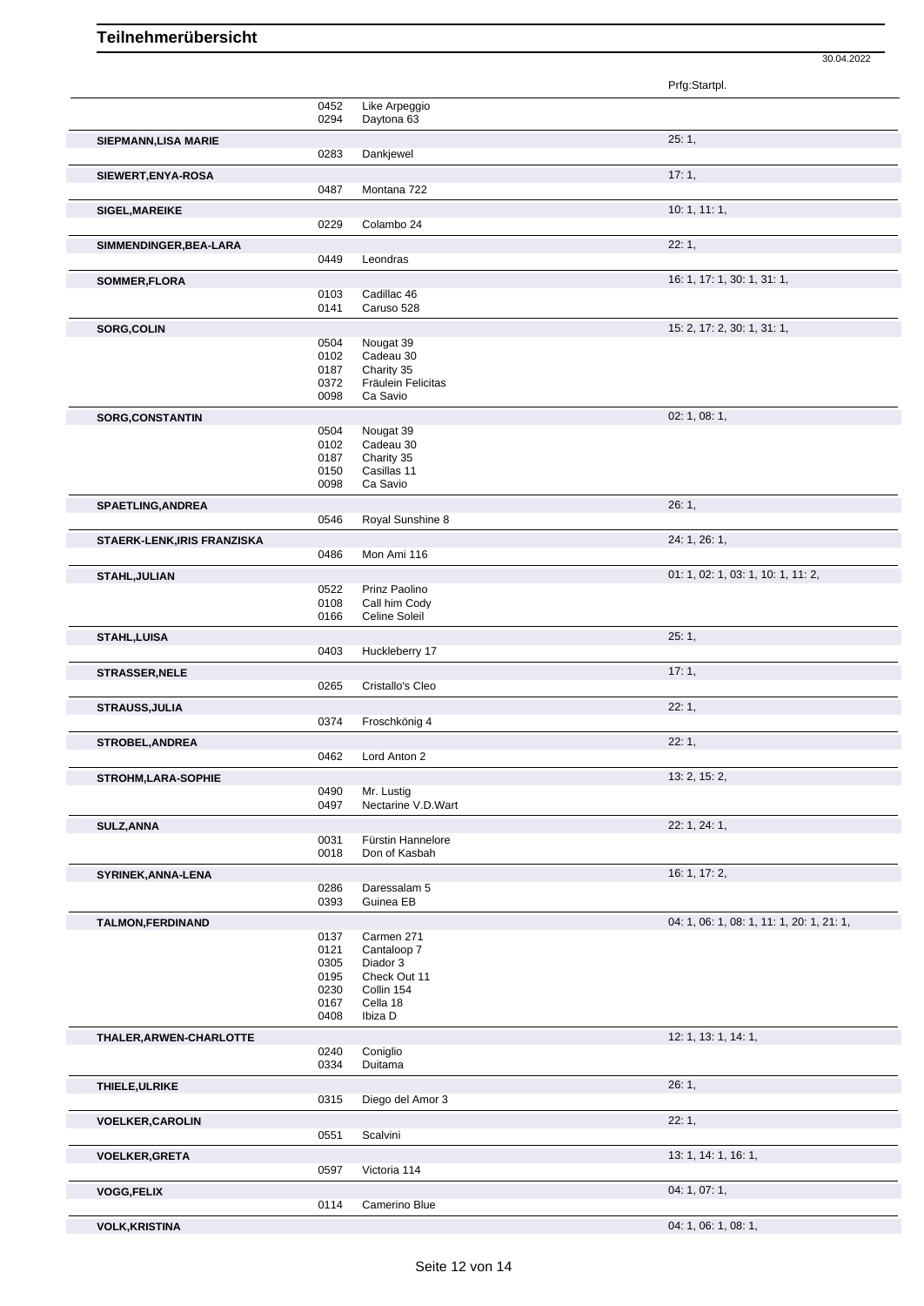# Teilnehmerübersicht

30.04.2022

| Name | Nr. | Pferd | Prfg:Startpl. |
|---|---|---|---|
| | 0452 | Like Arpeggio | |
| | 0294 | Daytona 63 | |
| **SIEPMANN,LISA MARIE** | | | 25: 1, |
| | 0283 | Dankjewel | |
| **SIEWERT,ENYA-ROSA** | | | 17: 1, |
| | 0487 | Montana 722 | |
| **SIGEL,MAREIKE** | | | 10: 1, 11: 1, |
| | 0229 | Colambo 24 | |
| **SIMMENDINGER,BEA-LARA** | | | 22: 1, |
| | 0449 | Leondras | |
| **SOMMER,FLORA** | | | 16: 1, 17: 1, 30: 1, 31: 1, |
| | 0103 | Cadillac 46 | |
| | 0141 | Caruso 528 | |
| **SORG,COLIN** | | | 15: 2, 17: 2, 30: 1, 31: 1, |
| | 0504 | Nougat 39 | |
| | 0102 | Cadeau 30 | |
| | 0187 | Charity 35 | |
| | 0372 | Fräulein Felicitas | |
| | 0098 | Ca Savio | |
| **SORG,CONSTANTIN** | | | 02: 1, 08: 1, |
| | 0504 | Nougat 39 | |
| | 0102 | Cadeau 30 | |
| | 0187 | Charity 35 | |
| | 0150 | Casillas 11 | |
| | 0098 | Ca Savio | |
| **SPAETLING,ANDREA** | | | 26: 1, |
| | 0546 | Royal Sunshine 8 | |
| **STAERK-LENK,IRIS FRANZISKA** | | | 24: 1, 26: 1, |
| | 0486 | Mon Ami 116 | |
| **STAHL,JULIAN** | | | 01: 1, 02: 1, 03: 1, 10: 1, 11: 2, |
| | 0522 | Prinz Paolino | |
| | 0108 | Call him Cody | |
| | 0166 | Celine Soleil | |
| **STAHL,LUISA** | | | 25: 1, |
| | 0403 | Huckleberry 17 | |
| **STRASSER,NELE** | | | 17: 1, |
| | 0265 | Cristallo's Cleo | |
| **STRAUSS,JULIA** | | | 22: 1, |
| | 0374 | Froschkönig 4 | |
| **STROBEL,ANDREA** | | | 22: 1, |
| | 0462 | Lord Anton 2 | |
| **STROHM,LARA-SOPHIE** | | | 13: 2, 15: 2, |
| | 0490 | Mr. Lustig | |
| | 0497 | Nectarine V.D.Wart | |
| **SULZ,ANNA** | | | 22: 1, 24: 1, |
| | 0031 | Fürstin Hannelore | |
| | 0018 | Don of Kasbah | |
| **SYRINEK,ANNA-LENA** | | | 16: 1, 17: 2, |
| | 0286 | Daressalam 5 | |
| | 0393 | Guinea EB | |
| **TALMON,FERDINAND** | | | 04: 1, 06: 1, 08: 1, 11: 1, 20: 1, 21: 1, |
| | 0137 | Carmen 271 | |
| | 0121 | Cantaloop 7 | |
| | 0305 | Diador 3 | |
| | 0195 | Check Out 11 | |
| | 0230 | Collin 154 | |
| | 0167 | Cella 18 | |
| | 0408 | Ibiza D | |
| **THALER,ARWEN-CHARLOTTE** | | | 12: 1, 13: 1, 14: 1, |
| | 0240 | Coniglio | |
| | 0334 | Duitama | |
| **THIELE,ULRIKE** | | | 26: 1, |
| | 0315 | Diego del Amor 3 | |
| **VOELKER,CAROLIN** | | | 22: 1, |
| | 0551 | Scalvini | |
| **VOELKER,GRETA** | | | 13: 1, 14: 1, 16: 1, |
| | 0597 | Victoria 114 | |
| **VOGG,FELIX** | | | 04: 1, 07: 1, |
| | 0114 | Camerino Blue | |
| **VOLK,KRISTINA** | | | 04: 1, 06: 1, 08: 1, |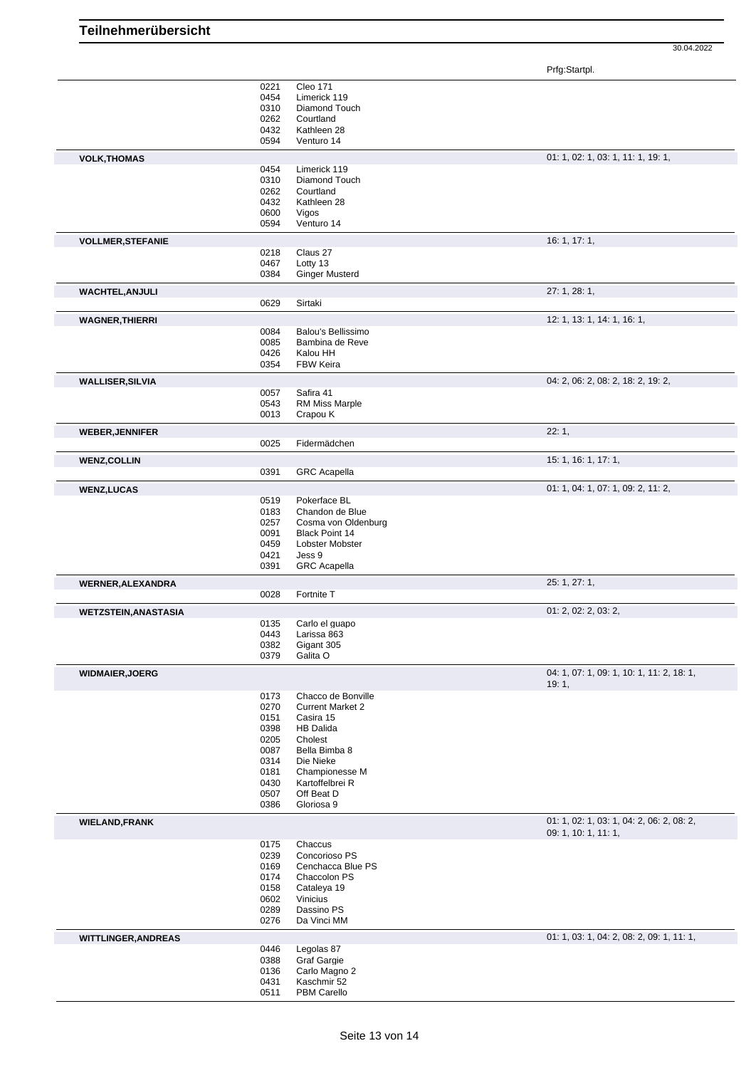# Teilnehmerübersicht

30.04.2022

| | | | Prfg:Startpl. |
|---|---|---|---|
| | 0221 | Cleo 171 | |
| | 0454 | Limerick 119 | |
| | 0310 | Diamond Touch | |
| | 0262 | Courtland | |
| | 0432 | Kathleen 28 | |
| | 0594 | Venturo 14 | |
| **VOLK,THOMAS** | | | 01: 1, 02: 1, 03: 1, 11: 1, 19: 1, |
| | 0454 | Limerick 119 | |
| | 0310 | Diamond Touch | |
| | 0262 | Courtland | |
| | 0432 | Kathleen 28 | |
| | 0600 | Vigos | |
| | 0594 | Venturo 14 | |
| **VOLLMER,STEFANIE** | | | 16: 1, 17: 1, |
| | 0218 | Claus 27 | |
| | 0467 | Lotty 13 | |
| | 0384 | Ginger Musterd | |
| **WACHTEL,ANJULI** | | | 27: 1, 28: 1, |
| | 0629 | Sirtaki | |
| **WAGNER,THIERRI** | | | 12: 1, 13: 1, 14: 1, 16: 1, |
| | 0084 | Balou's Bellissimo | |
| | 0085 | Bambina de Reve | |
| | 0426 | Kalou HH | |
| | 0354 | FBW Keira | |
| **WALLISER,SILVIA** | | | 04: 2, 06: 2, 08: 2, 18: 2, 19: 2, |
| | 0057 | Safira 41 | |
| | 0543 | RM Miss Marple | |
| | 0013 | Crapou K | |
| **WEBER,JENNIFER** | | | 22: 1, |
| | 0025 | Fidermädchen | |
| **WENZ,COLLIN** | | | 15: 1, 16: 1, 17: 1, |
| | 0391 | GRC Acapella | |
| **WENZ,LUCAS** | | | 01: 1, 04: 1, 07: 1, 09: 2, 11: 2, |
| | 0519 | Pokerface BL | |
| | 0183 | Chandon de Blue | |
| | 0257 | Cosma von Oldenburg | |
| | 0091 | Black Point 14 | |
| | 0459 | Lobster Mobster | |
| | 0421 | Jess 9 | |
| | 0391 | GRC Acapella | |
| **WERNER,ALEXANDRA** | | | 25: 1, 27: 1, |
| | 0028 | Fortnite T | |
| **WETZSTEIN,ANASTASIA** | | | 01: 2, 02: 2, 03: 2, |
| | 0135 | Carlo el guapo | |
| | 0443 | Larissa 863 | |
| | 0382 | Gigant 305 | |
| | 0379 | Galita O | |
| **WIDMAIER,JOERG** | | | 04: 1, 07: 1, 09: 1, 10: 1, 11: 2, 18: 1, 19: 1, |
| | 0173 | Chacco de Bonville | |
| | 0270 | Current Market 2 | |
| | 0151 | Casira 15 | |
| | 0398 | HB Dalida | |
| | 0205 | Cholest | |
| | 0087 | Bella Bimba 8 | |
| | 0314 | Die Nieke | |
| | 0181 | Championesse M | |
| | 0430 | Kartoffelbrei R | |
| | 0507 | Off Beat D | |
| | 0386 | Gloriosa 9 | |
| **WIELAND,FRANK** | | | 01: 1, 02: 1, 03: 1, 04: 2, 06: 2, 08: 2, 09: 1, 10: 1, 11: 1, |
| | 0175 | Chaccus | |
| | 0239 | Concorioso PS | |
| | 0169 | Cenchacca Blue PS | |
| | 0174 | Chaccolon PS | |
| | 0158 | Cataleya 19 | |
| | 0602 | Vinicius | |
| | 0289 | Dassino PS | |
| | 0276 | Da Vinci MM | |
| **WITTLINGER,ANDREAS** | | | 01: 1, 03: 1, 04: 2, 08: 2, 09: 1, 11: 1, |
| | 0446 | Legolas 87 | |
| | 0388 | Graf Gargie | |
| | 0136 | Carlo Magno 2 | |
| | 0431 | Kaschmir 52 | |
| | 0511 | PBM Carello | |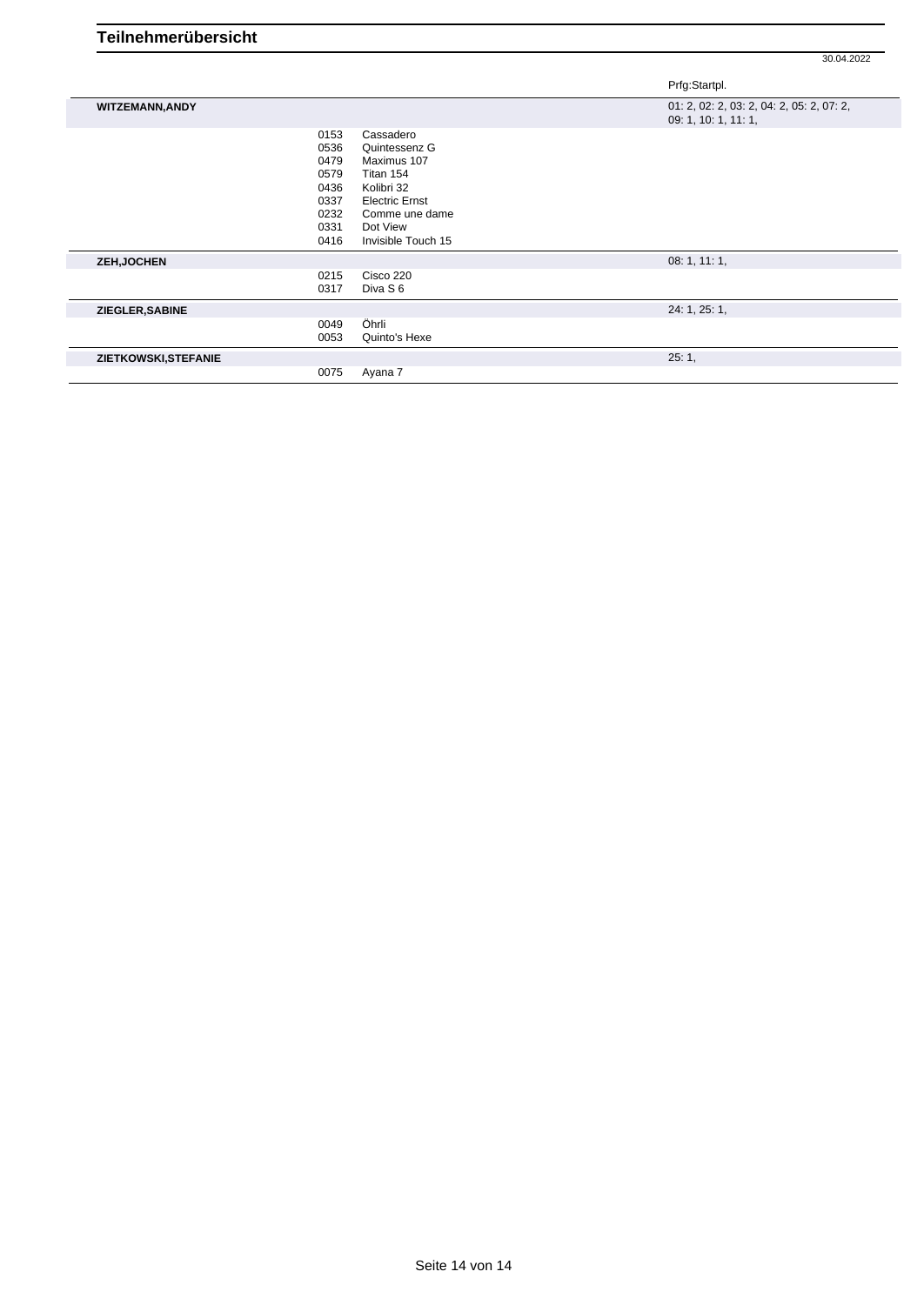# Teilnehmerübersicht

30.04.2022

| | | | Prfg:Startpl. |
|---|---|---|---|
| **WITZEMANN,ANDY** | | | 01: 2, 02: 2, 03: 2, 04: 2, 05: 2, 07: 2, 09: 1, 10: 1, 11: 1, |
| | 0153 | Cassadero | |
| | 0536 | Quintessenz G | |
| | 0479 | Maximus 107 | |
| | 0579 | Titan 154 | |
| | 0436 | Kolibri 32 | |
| | 0337 | Electric Ernst | |
| | 0232 | Comme une dame | |
| | 0331 | Dot View | |
| | 0416 | Invisible Touch 15 | |
| **ZEH,JOCHEN** | | | 08: 1, 11: 1, |
| | 0215 | Cisco 220 | |
| | 0317 | Diva S 6 | |
| **ZIEGLER,SABINE** | | | 24: 1, 25: 1, |
| | 0049 | Öhrli | |
| | 0053 | Quinto's Hexe | |
| **ZIETKOWSKI,STEFANIE** | | | 25: 1, |
| | 0075 | Ayana 7 | |